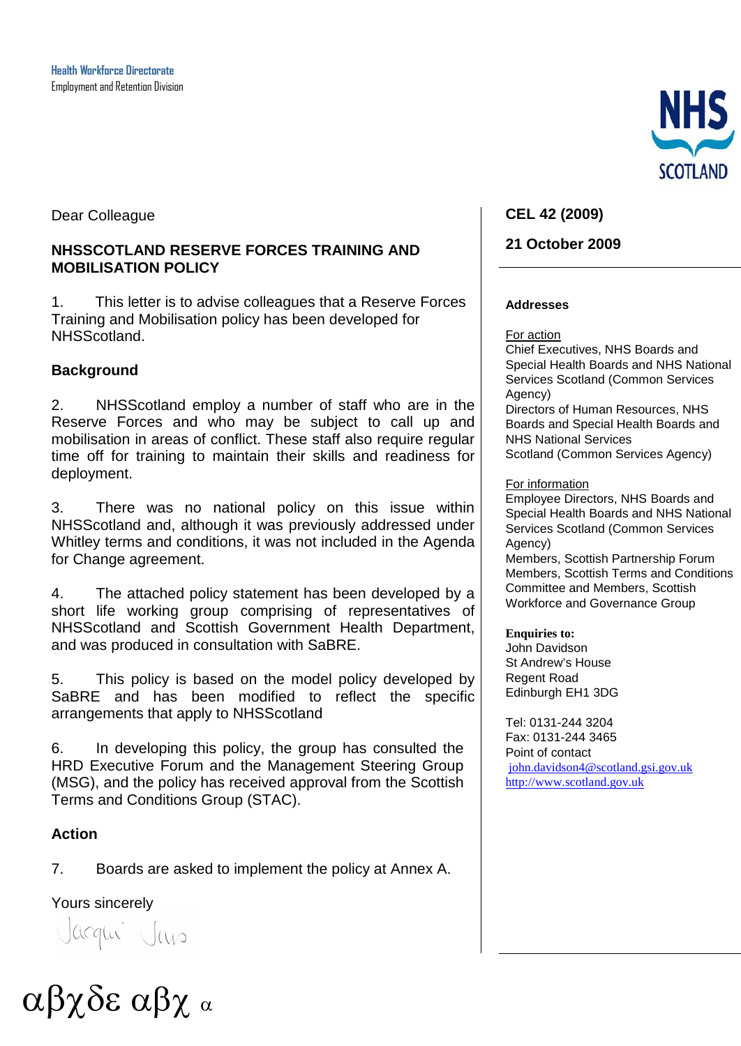Health Workforce Directorate
Employment and Retention Division

NHS SCOTLAND

Dear Colleague

**NHSSCOTLAND RESERVE FORCES TRAINING AND MOBILISATION POLICY**

1. This letter is to advise colleagues that a Reserve Forces Training and Mobilisation policy has been developed for NHSScotland.

**Background**

2. NHSScotland employ a number of staff who are in the Reserve Forces and who may be subject to call up and mobilisation in areas of conflict. These staff also require regular time off for training to maintain their skills and readiness for deployment.

3. There was no national policy on this issue within NHSScotland and, although it was previously addressed under Whitley terms and conditions, it was not included in the Agenda for Change agreement.

4. The attached policy statement has been developed by a short life working group comprising of representatives of NHSScotland and Scottish Government Health Department, and was produced in consultation with SaBRE.

5. This policy is based on the model policy developed by SaBRE and has been modified to reflect the specific arrangements that apply to NHSScotland

6. In developing this policy, the group has consulted the HRD Executive Forum and the Management Steering Group (MSG), and the policy has received approval from the Scottish Terms and Conditions Group (STAC).

**Action**

7. Boards are asked to implement the policy at Annex A.

Yours sincerely

Jacqui Jones

**CEL 42 (2009)**

**21 October 2009**

**Addresses**

For action
Chief Executives, NHS Boards and Special Health Boards and NHS National Services Scotland (Common Services Agency)
Directors of Human Resources, NHS Boards and Special Health Boards and NHS National Services Scotland (Common Services Agency)

For information
Employee Directors, NHS Boards and Special Health Boards and NHS National Services Scotland (Common Services Agency)
Members, Scottish Partnership Forum
Members, Scottish Terms and Conditions Committee and Members, Scottish Workforce and Governance Group

**Enquiries to:**
John Davidson
St Andrew's House
Regent Road
Edinburgh EH1 3DG

Tel: 0131-244 3204
Fax: 0131-244 3465
Point of contact
john.davidson4@scotland.gsi.gov.uk
http://www.scotland.gov.uk

αβχδε αβχ α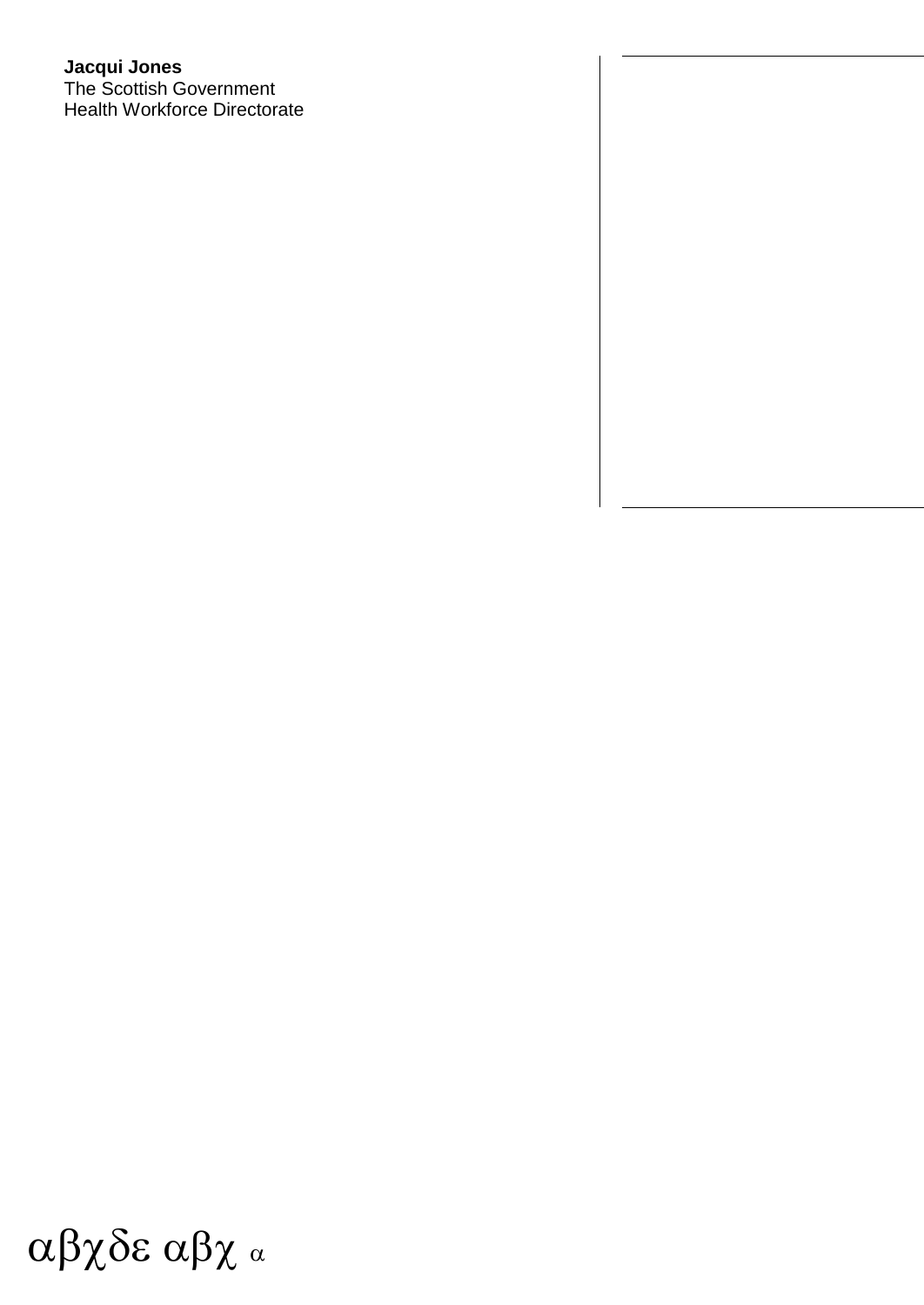**Jacqui Jones**
The Scottish Government
Health Workforce Directorate

αβχδε αβχ α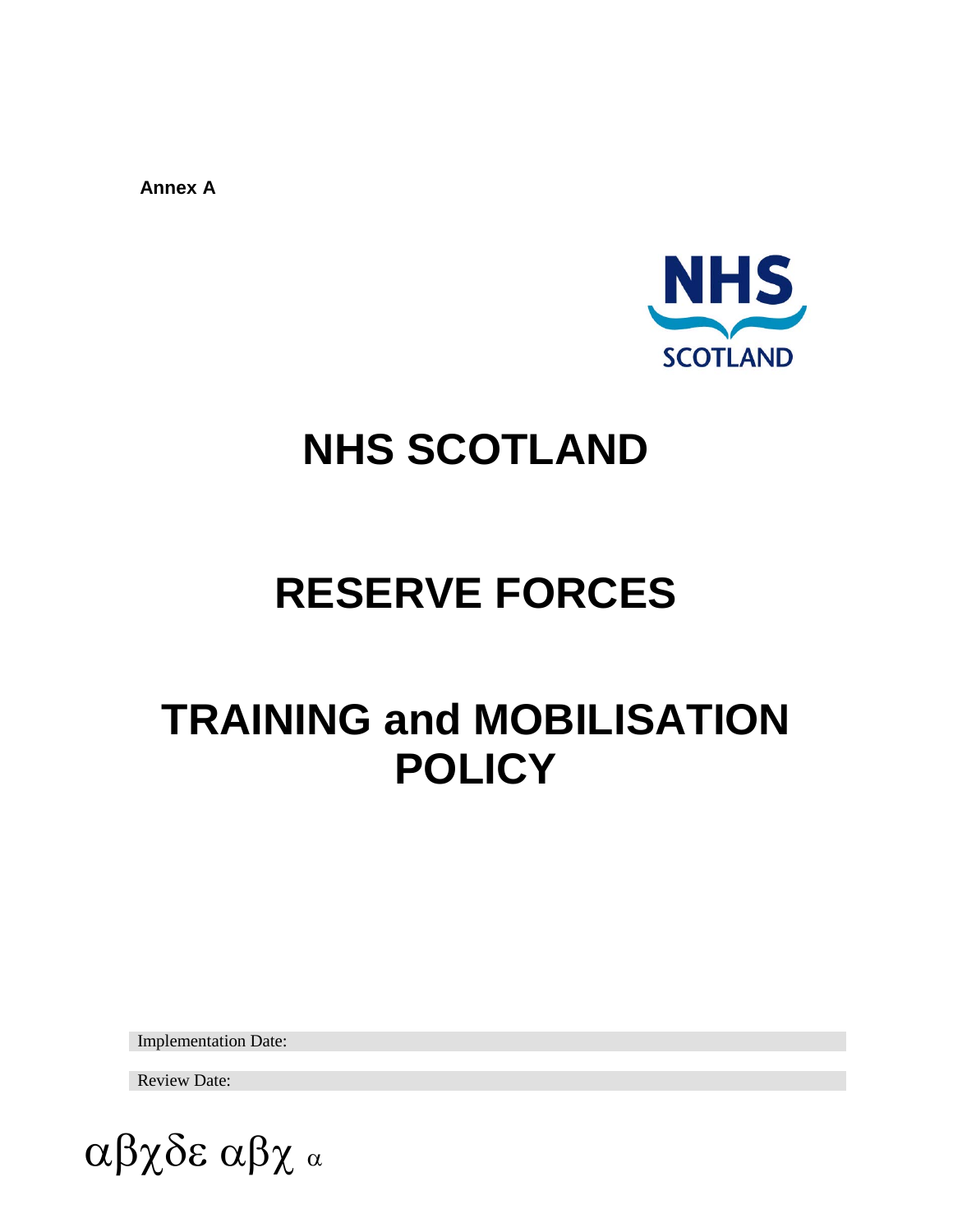**Annex A**

# NHS SCOTLAND

# RESERVE FORCES

# TRAINING and MOBILISATION POLICY

Implementation Date:

Review Date:

αβχδε αβχ α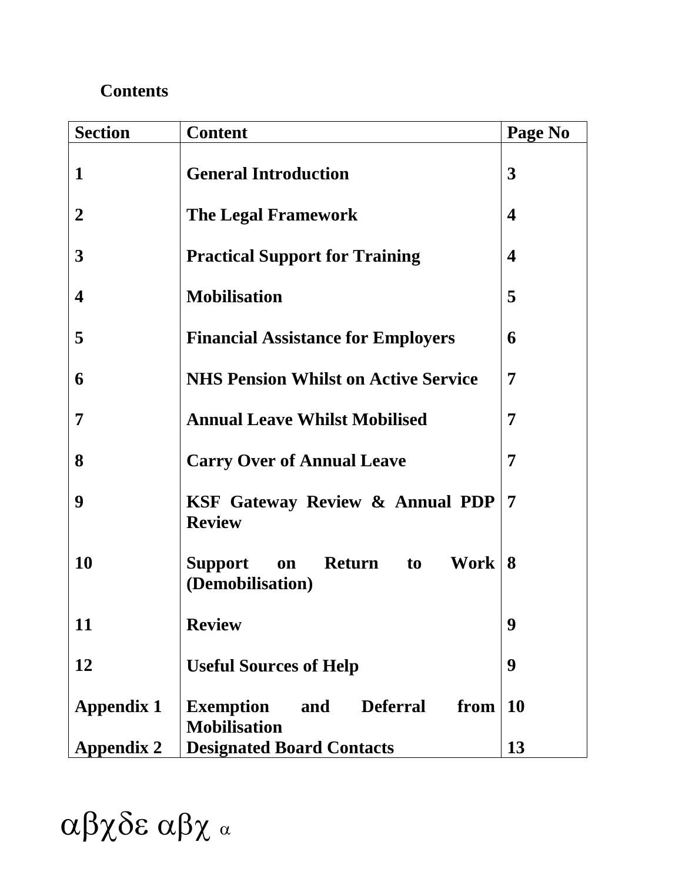**Contents**

| Section | Content | Page No |
|---|---|---|
| 1 | **General Introduction** | 3 |
| 2 | **The Legal Framework** | 4 |
| 3 | **Practical Support for Training** | 4 |
| 4 | **Mobilisation** | 5 |
| 5 | **Financial Assistance for Employers** | 6 |
| 6 | **NHS Pension Whilst on Active Service** | 7 |
| 7 | **Annual Leave Whilst Mobilised** | 7 |
| 8 | **Carry Over of Annual Leave** | 7 |
| 9 | **KSF Gateway Review & Annual PDP Review** | 7 |
| 10 | **Support on Return to Work (Demobilisation)** | 8 |
| 11 | **Review** | 9 |
| 12 | **Useful Sources of Help** | 9 |
| Appendix 1 | **Exemption and Deferral from Mobilisation** | 10 |
| Appendix 2 | **Designated Board Contacts** | 13 |

αβχδε αβχ α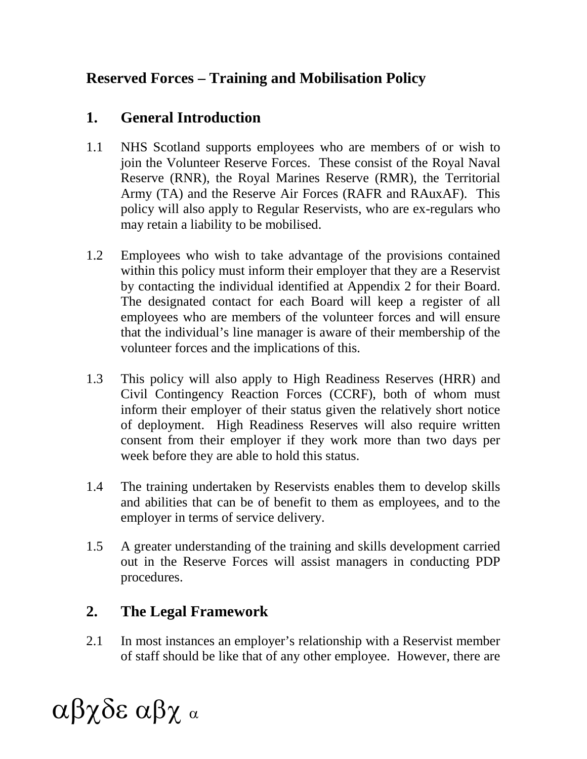# Reserved Forces – Training and Mobilisation Policy

## 1. General Introduction

1.1 NHS Scotland supports employees who are members of or wish to join the Volunteer Reserve Forces. These consist of the Royal Naval Reserve (RNR), the Royal Marines Reserve (RMR), the Territorial Army (TA) and the Reserve Air Forces (RAFR and RAuxAF). This policy will also apply to Regular Reservists, who are ex-regulars who may retain a liability to be mobilised.

1.2 Employees who wish to take advantage of the provisions contained within this policy must inform their employer that they are a Reservist by contacting the individual identified at Appendix 2 for their Board. The designated contact for each Board will keep a register of all employees who are members of the volunteer forces and will ensure that the individual's line manager is aware of their membership of the volunteer forces and the implications of this.

1.3 This policy will also apply to High Readiness Reserves (HRR) and Civil Contingency Reaction Forces (CCRF), both of whom must inform their employer of their status given the relatively short notice of deployment. High Readiness Reserves will also require written consent from their employer if they work more than two days per week before they are able to hold this status.

1.4 The training undertaken by Reservists enables them to develop skills and abilities that can be of benefit to them as employees, and to the employer in terms of service delivery.

1.5 A greater understanding of the training and skills development carried out in the Reserve Forces will assist managers in conducting PDP procedures.

## 2. The Legal Framework

2.1 In most instances an employer's relationship with a Reservist member of staff should be like that of any other employee. However, there are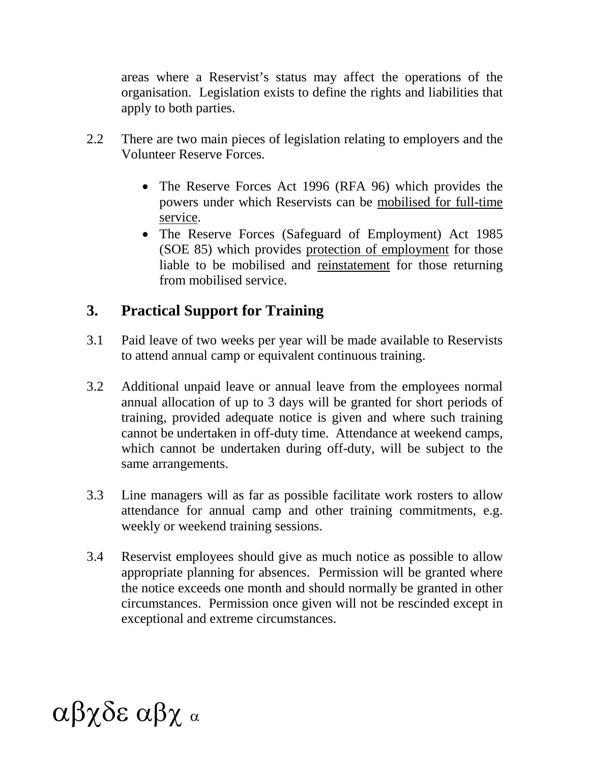areas where a Reservist’s status may affect the operations of the organisation. Legislation exists to define the rights and liabilities that apply to both parties.

2.2 There are two main pieces of legislation relating to employers and the Volunteer Reserve Forces.

- The Reserve Forces Act 1996 (RFA 96) which provides the powers under which Reservists can be <u>mobilised for full-time service</u>.
- The Reserve Forces (Safeguard of Employment) Act 1985 (SOE 85) which provides <u>protection of employment</u> for those liable to be mobilised and <u>reinstatement</u> for those returning from mobilised service.

## 3. Practical Support for Training

3.1 Paid leave of two weeks per year will be made available to Reservists to attend annual camp or equivalent continuous training.

3.2 Additional unpaid leave or annual leave from the employees normal annual allocation of up to 3 days will be granted for short periods of training, provided adequate notice is given and where such training cannot be undertaken in off-duty time. Attendance at weekend camps, which cannot be undertaken during off-duty, will be subject to the same arrangements.

3.3 Line managers will as far as possible facilitate work rosters to allow attendance for annual camp and other training commitments, e.g. weekly or weekend training sessions.

3.4 Reservist employees should give as much notice as possible to allow appropriate planning for absences. Permission will be granted where the notice exceeds one month and should normally be granted in other circumstances. Permission once given will not be rescinded except in exceptional and extreme circumstances.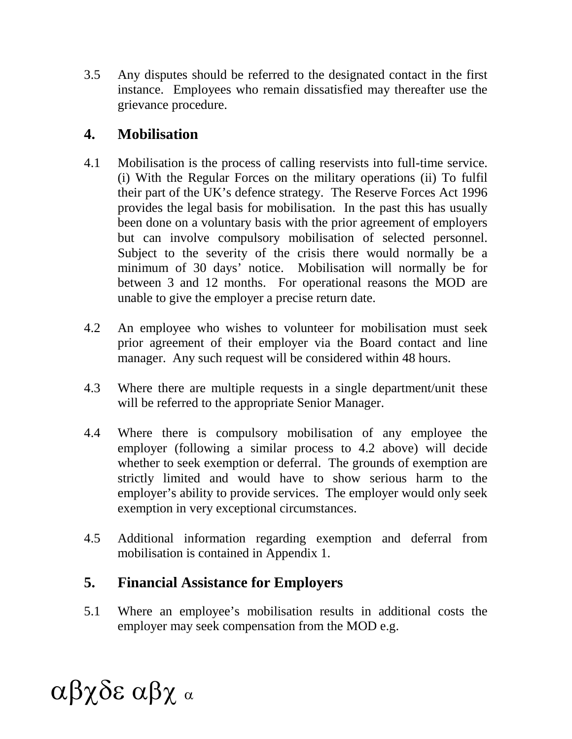3.5 Any disputes should be referred to the designated contact in the first instance. Employees who remain dissatisfied may thereafter use the grievance procedure.

## 4. Mobilisation

4.1 Mobilisation is the process of calling reservists into full-time service. (i) With the Regular Forces on the military operations (ii) To fulfil their part of the UK's defence strategy. The Reserve Forces Act 1996 provides the legal basis for mobilisation. In the past this has usually been done on a voluntary basis with the prior agreement of employers but can involve compulsory mobilisation of selected personnel. Subject to the severity of the crisis there would normally be a minimum of 30 days' notice. Mobilisation will normally be for between 3 and 12 months. For operational reasons the MOD are unable to give the employer a precise return date.

4.2 An employee who wishes to volunteer for mobilisation must seek prior agreement of their employer via the Board contact and line manager. Any such request will be considered within 48 hours.

4.3 Where there are multiple requests in a single department/unit these will be referred to the appropriate Senior Manager.

4.4 Where there is compulsory mobilisation of any employee the employer (following a similar process to 4.2 above) will decide whether to seek exemption or deferral. The grounds of exemption are strictly limited and would have to show serious harm to the employer's ability to provide services. The employer would only seek exemption in very exceptional circumstances.

4.5 Additional information regarding exemption and deferral from mobilisation is contained in Appendix 1.

## 5. Financial Assistance for Employers

5.1 Where an employee's mobilisation results in additional costs the employer may seek compensation from the MOD e.g.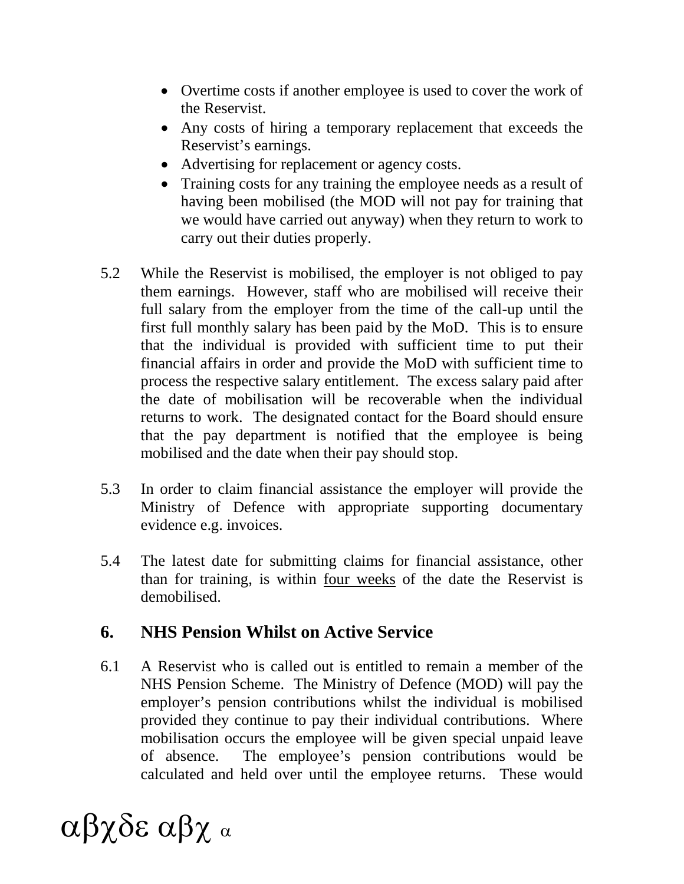- Overtime costs if another employee is used to cover the work of the Reservist.
- Any costs of hiring a temporary replacement that exceeds the Reservist's earnings.
- Advertising for replacement or agency costs.
- Training costs for any training the employee needs as a result of having been mobilised (the MOD will not pay for training that we would have carried out anyway) when they return to work to carry out their duties properly.

5.2 While the Reservist is mobilised, the employer is not obliged to pay them earnings. However, staff who are mobilised will receive their full salary from the employer from the time of the call-up until the first full monthly salary has been paid by the MoD. This is to ensure that the individual is provided with sufficient time to put their financial affairs in order and provide the MoD with sufficient time to process the respective salary entitlement. The excess salary paid after the date of mobilisation will be recoverable when the individual returns to work. The designated contact for the Board should ensure that the pay department is notified that the employee is being mobilised and the date when their pay should stop.

5.3 In order to claim financial assistance the employer will provide the Ministry of Defence with appropriate supporting documentary evidence e.g. invoices.

5.4 The latest date for submitting claims for financial assistance, other than for training, is within <u>four weeks</u> of the date the Reservist is demobilised.

## 6. NHS Pension Whilst on Active Service

6.1 A Reservist who is called out is entitled to remain a member of the NHS Pension Scheme. The Ministry of Defence (MOD) will pay the employer's pension contributions whilst the individual is mobilised provided they continue to pay their individual contributions. Where mobilisation occurs the employee will be given special unpaid leave of absence. The employee's pension contributions would be calculated and held over until the employee returns. These would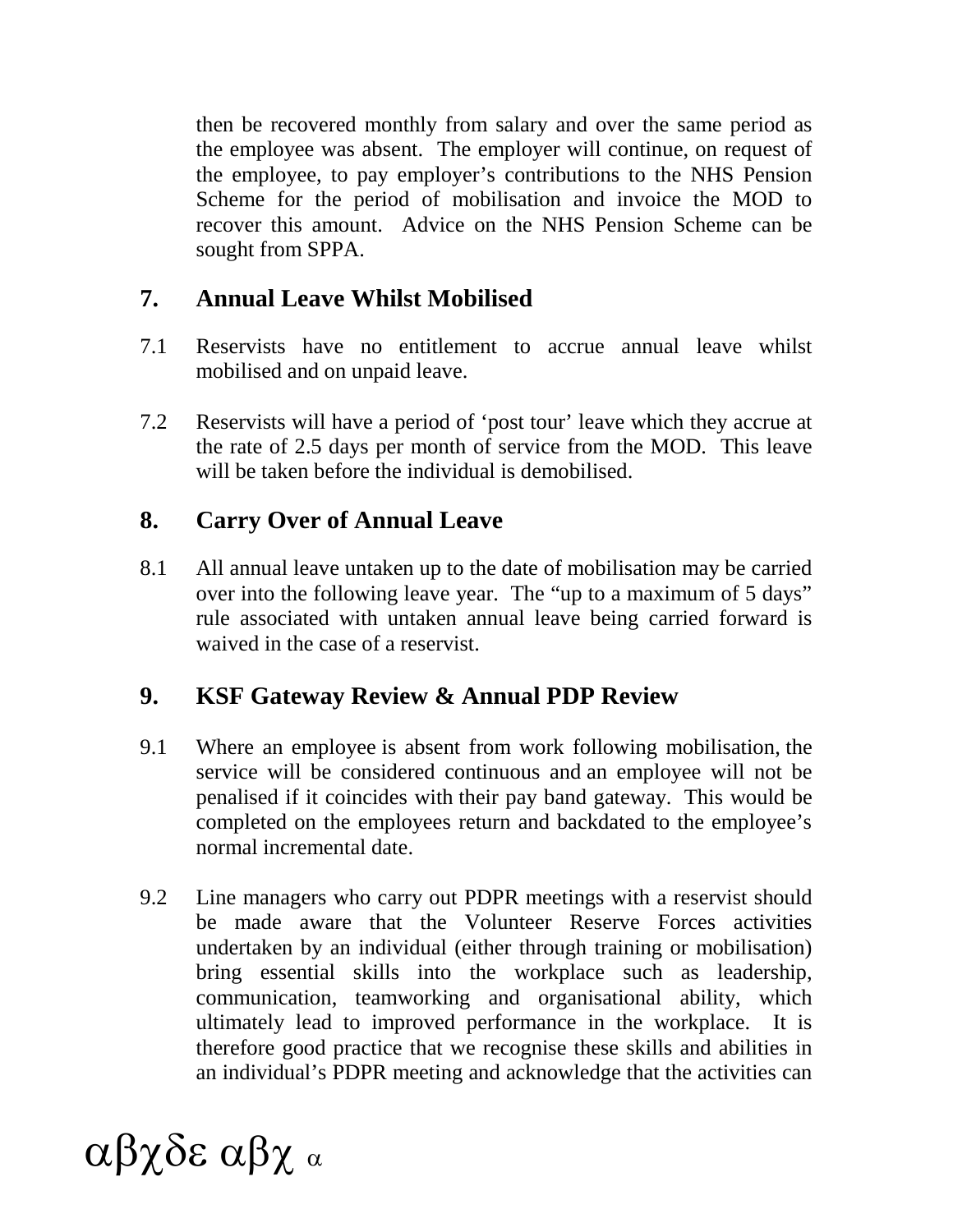then be recovered monthly from salary and over the same period as the employee was absent. The employer will continue, on request of the employee, to pay employer's contributions to the NHS Pension Scheme for the period of mobilisation and invoice the MOD to recover this amount. Advice on the NHS Pension Scheme can be sought from SPPA.

## 7. Annual Leave Whilst Mobilised

7.1 Reservists have no entitlement to accrue annual leave whilst mobilised and on unpaid leave.

7.2 Reservists will have a period of 'post tour' leave which they accrue at the rate of 2.5 days per month of service from the MOD. This leave will be taken before the individual is demobilised.

## 8. Carry Over of Annual Leave

8.1 All annual leave untaken up to the date of mobilisation may be carried over into the following leave year. The "up to a maximum of 5 days" rule associated with untaken annual leave being carried forward is waived in the case of a reservist.

## 9. KSF Gateway Review & Annual PDP Review

9.1 Where an employee is absent from work following mobilisation, the service will be considered continuous and an employee will not be penalised if it coincides with their pay band gateway. This would be completed on the employees return and backdated to the employee's normal incremental date.

9.2 Line managers who carry out PDPR meetings with a reservist should be made aware that the Volunteer Reserve Forces activities undertaken by an individual (either through training or mobilisation) bring essential skills into the workplace such as leadership, communication, teamworking and organisational ability, which ultimately lead to improved performance in the workplace. It is therefore good practice that we recognise these skills and abilities in an individual's PDPR meeting and acknowledge that the activities can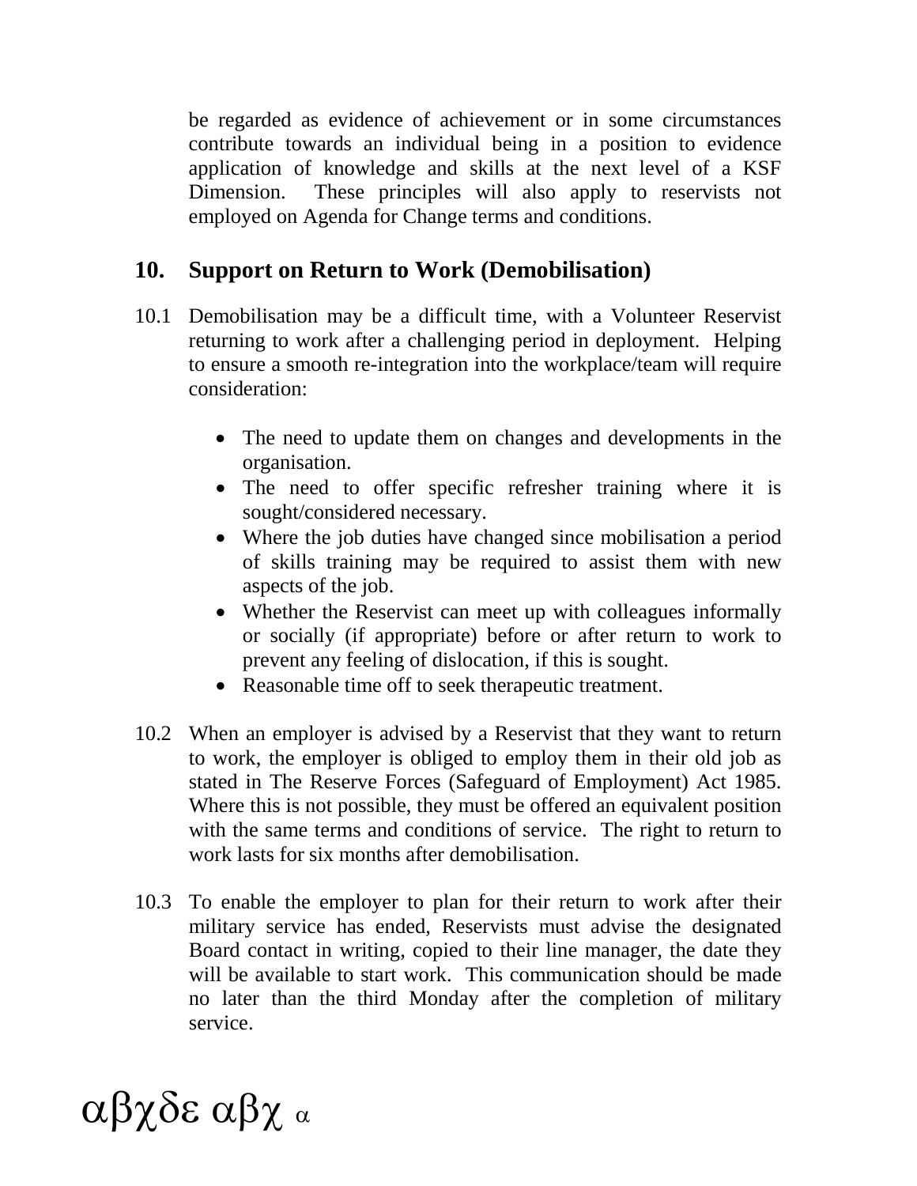be regarded as evidence of achievement or in some circumstances contribute towards an individual being in a position to evidence application of knowledge and skills at the next level of a KSF Dimension. These principles will also apply to reservists not employed on Agenda for Change terms and conditions.

## 10. Support on Return to Work (Demobilisation)

10.1 Demobilisation may be a difficult time, with a Volunteer Reservist returning to work after a challenging period in deployment. Helping to ensure a smooth re-integration into the workplace/team will require consideration:

- The need to update them on changes and developments in the organisation.
- The need to offer specific refresher training where it is sought/considered necessary.
- Where the job duties have changed since mobilisation a period of skills training may be required to assist them with new aspects of the job.
- Whether the Reservist can meet up with colleagues informally or socially (if appropriate) before or after return to work to prevent any feeling of dislocation, if this is sought.
- Reasonable time off to seek therapeutic treatment.

10.2 When an employer is advised by a Reservist that they want to return to work, the employer is obliged to employ them in their old job as stated in The Reserve Forces (Safeguard of Employment) Act 1985. Where this is not possible, they must be offered an equivalent position with the same terms and conditions of service. The right to return to work lasts for six months after demobilisation.

10.3 To enable the employer to plan for their return to work after their military service has ended, Reservists must advise the designated Board contact in writing, copied to their line manager, the date they will be available to start work. This communication should be made no later than the third Monday after the completion of military service.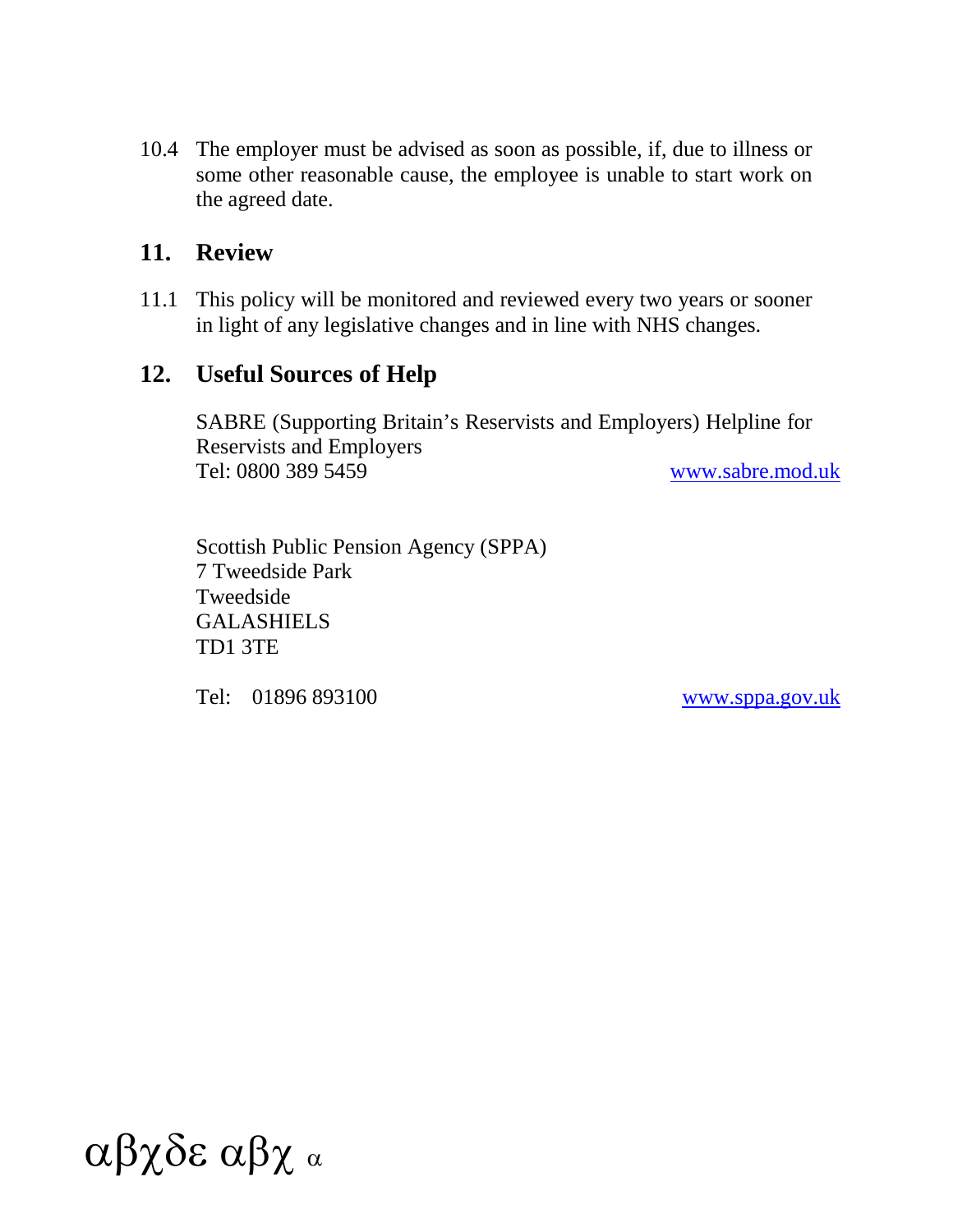10.4 The employer must be advised as soon as possible, if, due to illness or some other reasonable cause, the employee is unable to start work on the agreed date.

## 11. Review

11.1 This policy will be monitored and reviewed every two years or sooner in light of any legislative changes and in line with NHS changes.

## 12. Useful Sources of Help

SABRE (Supporting Britain's Reservists and Employers) Helpline for Reservists and Employers
Tel: 0800 389 5459 www.sabre.mod.uk

Scottish Public Pension Agency (SPPA)
7 Tweedside Park
Tweedside
GALASHIELS
TD1 3TE

Tel: 01896 893100 www.sppa.gov.uk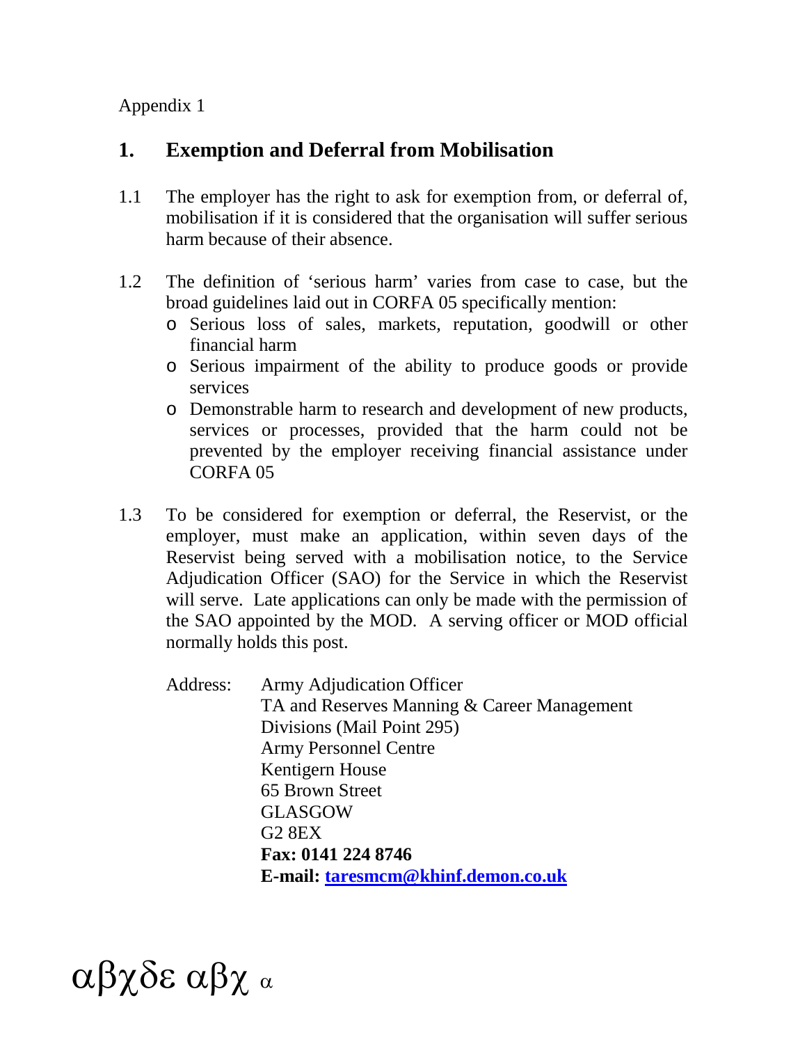Appendix 1

## 1. Exemption and Deferral from Mobilisation

1.1 The employer has the right to ask for exemption from, or deferral of, mobilisation if it is considered that the organisation will suffer serious harm because of their absence.

1.2 The definition of 'serious harm' varies from case to case, but the broad guidelines laid out in CORFA 05 specifically mention:

- Serious loss of sales, markets, reputation, goodwill or other financial harm
- Serious impairment of the ability to produce goods or provide services
- Demonstrable harm to research and development of new products, services or processes, provided that the harm could not be prevented by the employer receiving financial assistance under CORFA 05

1.3 To be considered for exemption or deferral, the Reservist, or the employer, must make an application, within seven days of the Reservist being served with a mobilisation notice, to the Service Adjudication Officer (SAO) for the Service in which the Reservist will serve. Late applications can only be made with the permission of the SAO appointed by the MOD. A serving officer or MOD official normally holds this post.

Address: Army Adjudication Officer
TA and Reserves Manning & Career Management Divisions (Mail Point 295)
Army Personnel Centre
Kentigern House
65 Brown Street
GLASGOW
G2 8EX
**Fax: 0141 224 8746**
**E-mail: taresmcm@khinf.demon.co.uk**

αβχδε αβχ α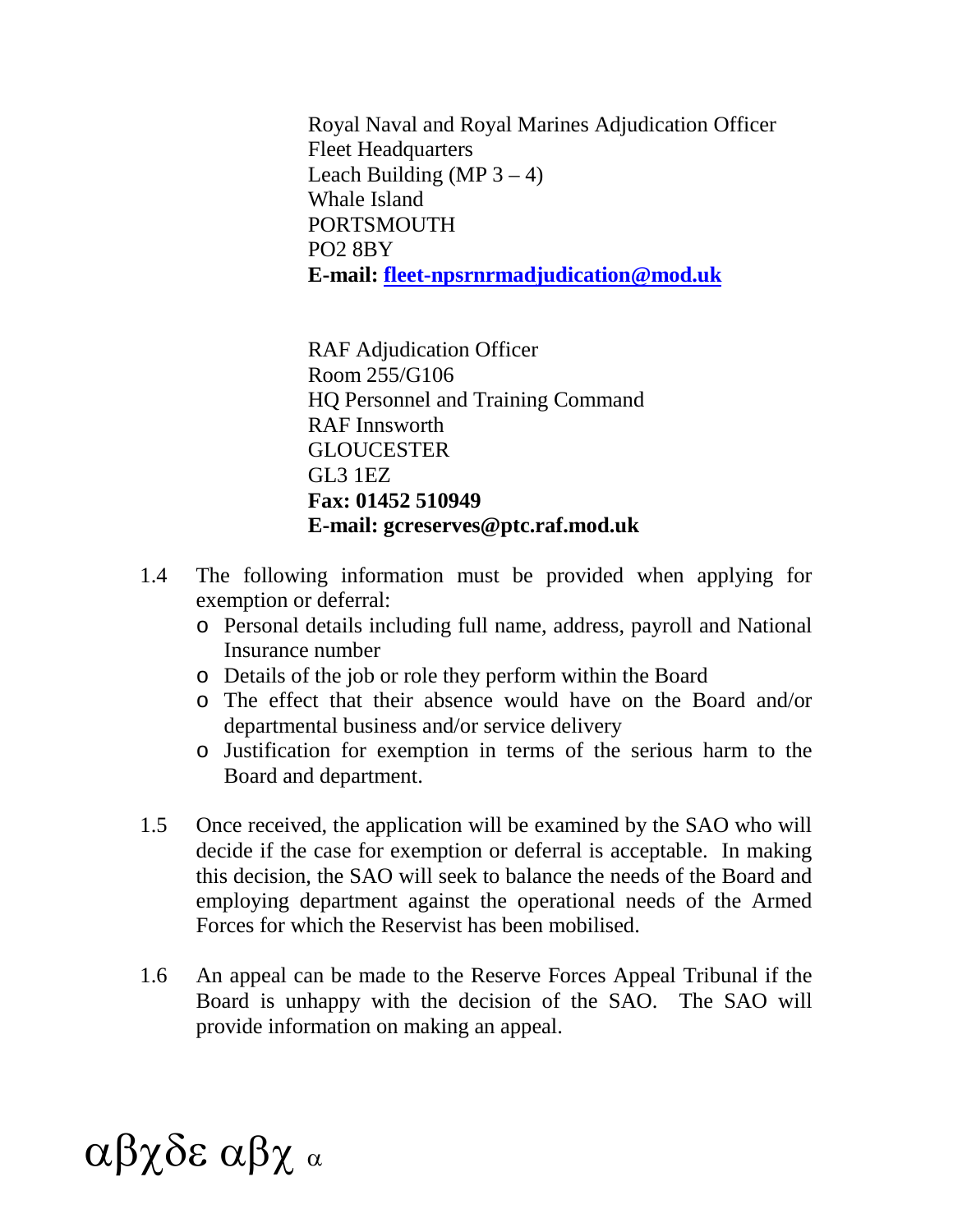Royal Naval and Royal Marines Adjudication Officer
Fleet Headquarters
Leach Building (MP 3 – 4)
Whale Island
PORTSMOUTH
PO2 8BY
**E-mail: fleet-npsrnrmadjudication@mod.uk**

RAF Adjudication Officer
Room 255/G106
HQ Personnel and Training Command
RAF Innsworth
GLOUCESTER
GL3 1EZ
**Fax: 01452 510949**
**E-mail: gcreserves@ptc.raf.mod.uk**

1.4 The following information must be provided when applying for exemption or deferral:

- Personal details including full name, address, payroll and National Insurance number
- Details of the job or role they perform within the Board
- The effect that their absence would have on the Board and/or departmental business and/or service delivery
- Justification for exemption in terms of the serious harm to the Board and department.

1.5 Once received, the application will be examined by the SAO who will decide if the case for exemption or deferral is acceptable. In making this decision, the SAO will seek to balance the needs of the Board and employing department against the operational needs of the Armed Forces for which the Reservist has been mobilised.

1.6 An appeal can be made to the Reserve Forces Appeal Tribunal if the Board is unhappy with the decision of the SAO. The SAO will provide information on making an appeal.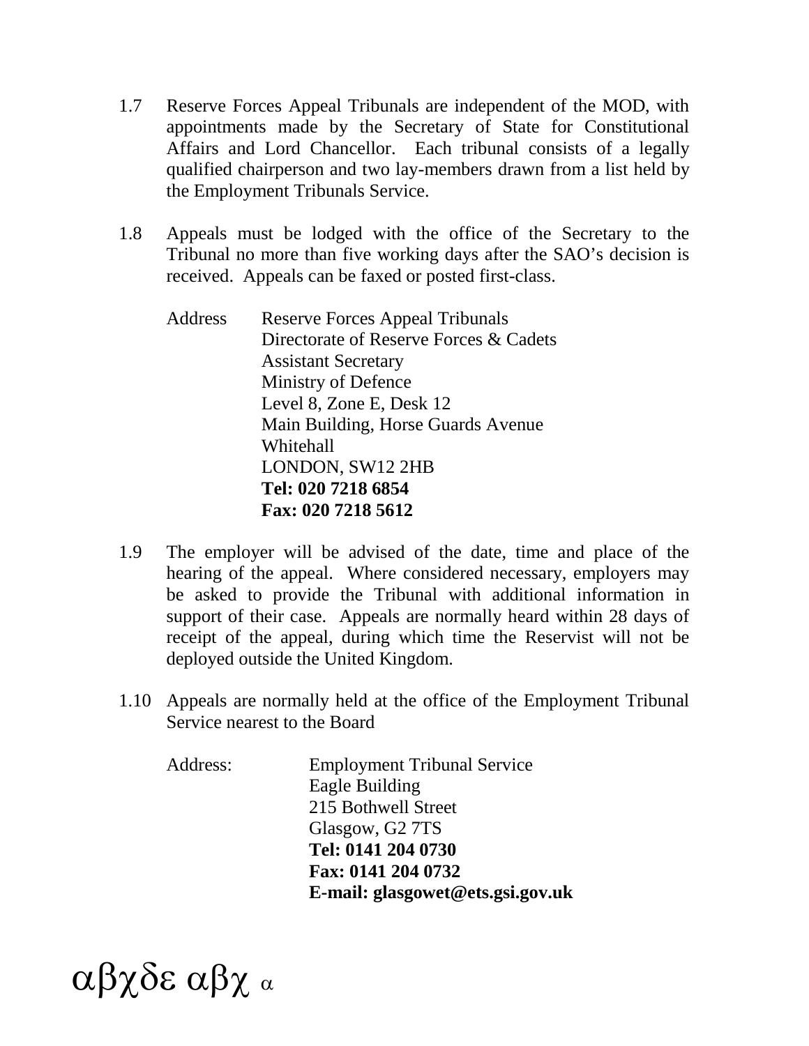1.7 Reserve Forces Appeal Tribunals are independent of the MOD, with appointments made by the Secretary of State for Constitutional Affairs and Lord Chancellor. Each tribunal consists of a legally qualified chairperson and two lay-members drawn from a list held by the Employment Tribunals Service.

1.8 Appeals must be lodged with the office of the Secretary to the Tribunal no more than five working days after the SAO's decision is received. Appeals can be faxed or posted first-class.

Address
Reserve Forces Appeal Tribunals
Directorate of Reserve Forces & Cadets
Assistant Secretary
Ministry of Defence
Level 8, Zone E, Desk 12
Main Building, Horse Guards Avenue
Whitehall
LONDON, SW12 2HB
**Tel: 020 7218 6854**
**Fax: 020 7218 5612**

1.9 The employer will be advised of the date, time and place of the hearing of the appeal. Where considered necessary, employers may be asked to provide the Tribunal with additional information in support of their case. Appeals are normally heard within 28 days of receipt of the appeal, during which time the Reservist will not be deployed outside the United Kingdom.

1.10 Appeals are normally held at the office of the Employment Tribunal Service nearest to the Board

Address:
Employment Tribunal Service
Eagle Building
215 Bothwell Street
Glasgow, G2 7TS
**Tel: 0141 204 0730**
**Fax: 0141 204 0732**
**E-mail: glasgowet@ets.gsi.gov.uk**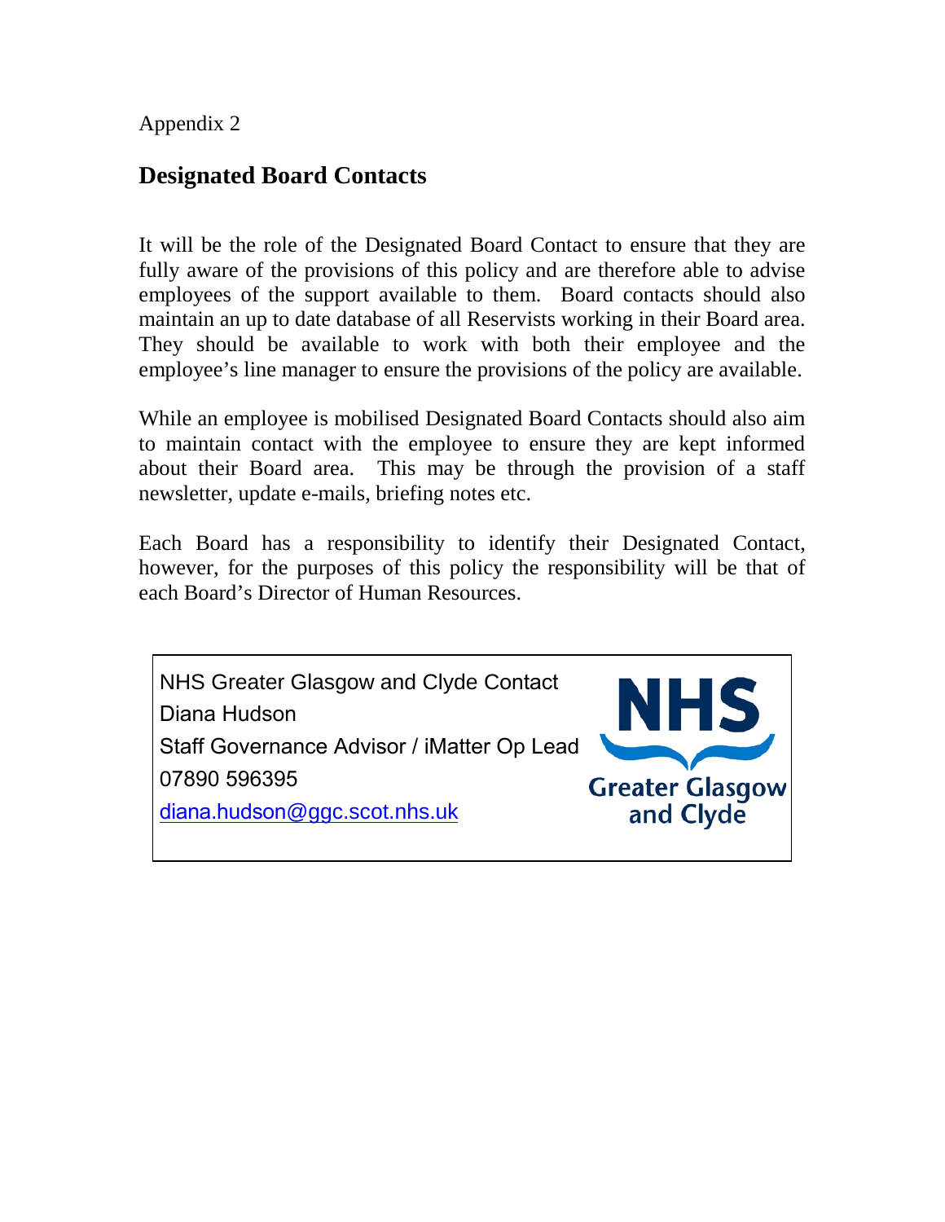Appendix 2

## Designated Board Contacts

It will be the role of the Designated Board Contact to ensure that they are fully aware of the provisions of this policy and are therefore able to advise employees of the support available to them. Board contacts should also maintain an up to date database of all Reservists working in their Board area. They should be available to work with both their employee and the employee's line manager to ensure the provisions of the policy are available.

While an employee is mobilised Designated Board Contacts should also aim to maintain contact with the employee to ensure they are kept informed about their Board area. This may be through the provision of a staff newsletter, update e-mails, briefing notes etc.

Each Board has a responsibility to identify their Designated Contact, however, for the purposes of this policy the responsibility will be that of each Board's Director of Human Resources.

NHS Greater Glasgow and Clyde Contact
Diana Hudson
Staff Governance Advisor / iMatter Op Lead
07890 596395
diana.hudson@ggc.scot.nhs.uk

NHS
Greater Glasgow and Clyde